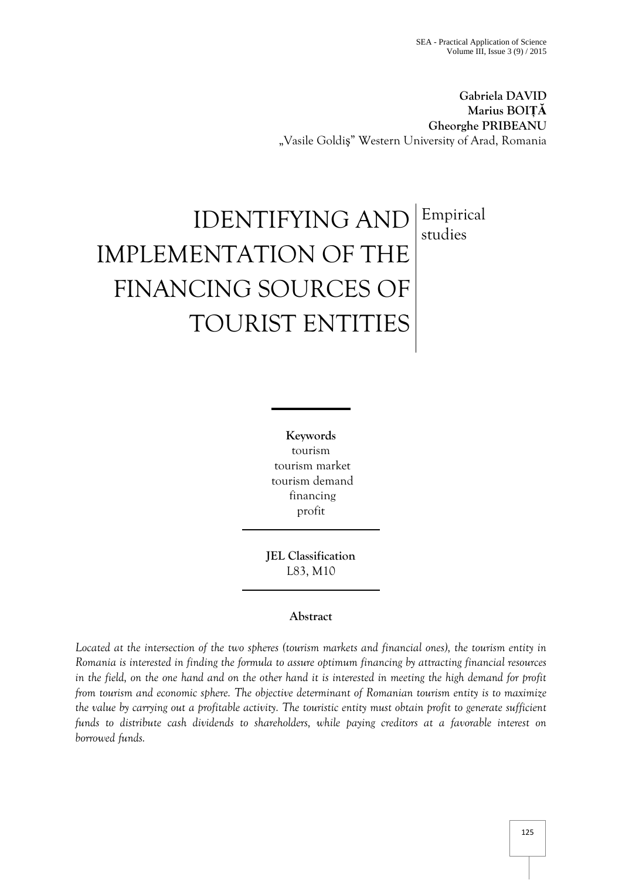**Gabriela DAVID**
**Marius BOIȚĂ**
**Gheorghe PRIBEANU**
„Vasile Goldiş" Western University of Arad, Romania

# IDENTIFYING AND IMPLEMENTATION OF THE FINANCING SOURCES OF TOURIST ENTITIES

Empirical studies

**Keywords**
tourism
tourism market
tourism demand
financing
profit

**JEL Classification**
L83, M10

**Abstract**

*Located at the intersection of the two spheres (tourism markets and financial ones), the tourism entity in Romania is interested in finding the formula to assure optimum financing by attracting financial resources in the field, on the one hand and on the other hand it is interested in meeting the high demand for profit from tourism and economic sphere. The objective determinant of Romanian tourism entity is to maximize the value by carrying out a profitable activity. The touristic entity must obtain profit to generate sufficient funds to distribute cash dividends to shareholders, while paying creditors at a favorable interest on borrowed funds.*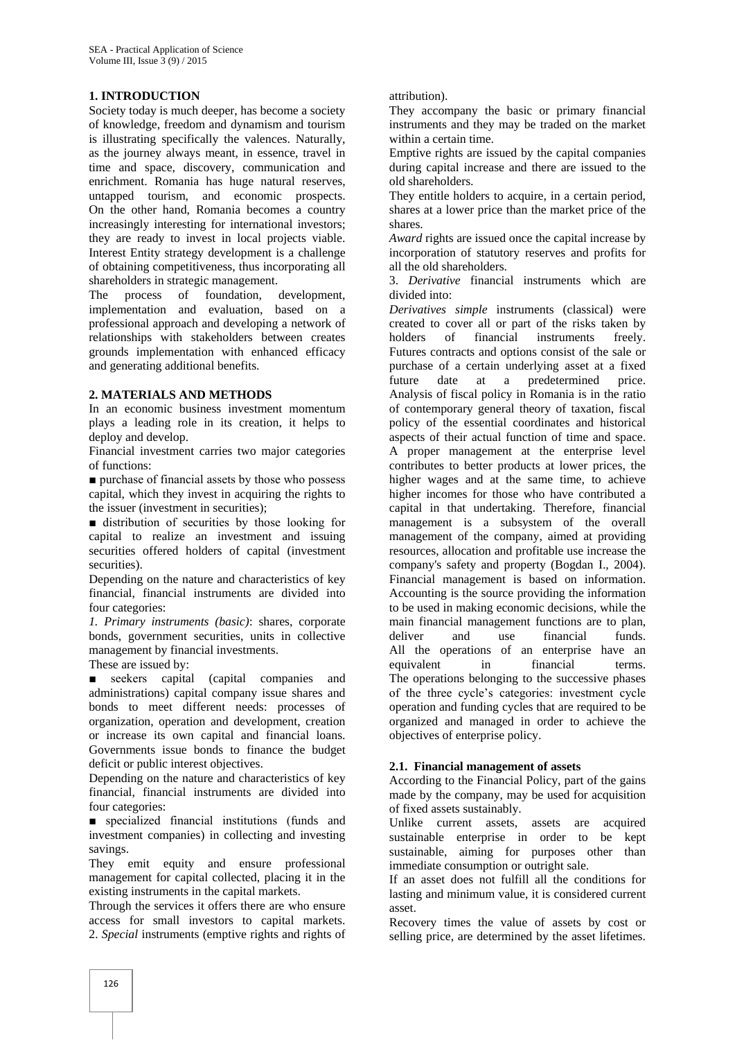## 1. INTRODUCTION

Society today is much deeper, has become a society of knowledge, freedom and dynamism and tourism is illustrating specifically the valences. Naturally, as the journey always meant, in essence, travel in time and space, discovery, communication and enrichment. Romania has huge natural reserves, untapped tourism, and economic prospects. On the other hand, Romania becomes a country increasingly interesting for international investors; they are ready to invest in local projects viable. Interest Entity strategy development is a challenge of obtaining competitiveness, thus incorporating all shareholders in strategic management.

The process of foundation, development, implementation and evaluation, based on a professional approach and developing a network of relationships with stakeholders between creates grounds implementation with enhanced efficacy and generating additional benefits.

## 2. MATERIALS AND METHODS

In an economic business investment momentum plays a leading role in its creation, it helps to deploy and develop.

Financial investment carries two major categories of functions:

■ purchase of financial assets by those who possess capital, which they invest in acquiring the rights to the issuer (investment in securities);

■ distribution of securities by those looking for capital to realize an investment and issuing securities offered holders of capital (investment securities).

Depending on the nature and characteristics of key financial, financial instruments are divided into four categories:

*1. Primary instruments (basic)*: shares, corporate bonds, government securities, units in collective management by financial investments.

These are issued by:

■ seekers capital (capital companies and administrations) capital company issue shares and bonds to meet different needs: processes of organization, operation and development, creation or increase its own capital and financial loans. Governments issue bonds to finance the budget deficit or public interest objectives.

Depending on the nature and characteristics of key financial, financial instruments are divided into four categories:

■ specialized financial institutions (funds and investment companies) in collecting and investing savings.

They emit equity and ensure professional management for capital collected, placing it in the existing instruments in the capital markets.

Through the services it offers there are who ensure access for small investors to capital markets.

2. *Special* instruments (emptive rights and rights of attribution).

They accompany the basic or primary financial instruments and they may be traded on the market within a certain time.

Emptive rights are issued by the capital companies during capital increase and there are issued to the old shareholders.

They entitle holders to acquire, in a certain period, shares at a lower price than the market price of the shares.

*Award* rights are issued once the capital increase by incorporation of statutory reserves and profits for all the old shareholders.

3. *Derivative* financial instruments which are divided into:

*Derivatives simple* instruments (classical) were created to cover all or part of the risks taken by holders of financial instruments freely. Futures contracts and options consist of the sale or purchase of a certain underlying asset at a fixed future date at a predetermined price.

Analysis of fiscal policy in Romania is in the ratio of contemporary general theory of taxation, fiscal policy of the essential coordinates and historical aspects of their actual function of time and space.

A proper management at the enterprise level contributes to better products at lower prices, the higher wages and at the same time, to achieve higher incomes for those who have contributed a capital in that undertaking. Therefore, financial management is a subsystem of the overall management of the company, aimed at providing resources, allocation and profitable use increase the company's safety and property (Bogdan I., 2004).

Financial management is based on information. Accounting is the source providing the information to be used in making economic decisions, while the main financial management functions are to plan, deliver and use financial funds.

All the operations of an enterprise have an equivalent in financial terms.

The operations belonging to the successive phases of the three cycle's categories: investment cycle operation and funding cycles that are required to be organized and managed in order to achieve the objectives of enterprise policy.

### 2.1. Financial management of assets

According to the Financial Policy, part of the gains made by the company, may be used for acquisition of fixed assets sustainably.

Unlike current assets, assets are acquired sustainable enterprise in order to be kept sustainable, aiming for purposes other than immediate consumption or outright sale.

If an asset does not fulfill all the conditions for lasting and minimum value, it is considered current asset.

Recovery times the value of assets by cost or selling price, are determined by the asset lifetimes.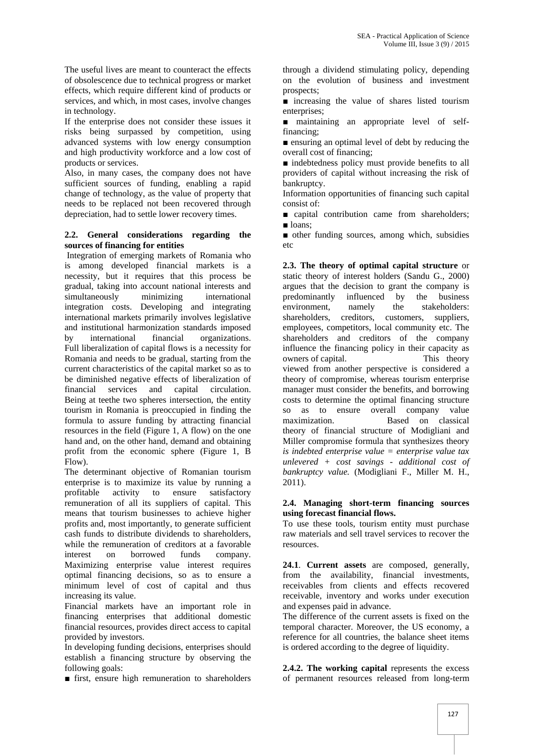The useful lives are meant to counteract the effects of obsolescence due to technical progress or market effects, which require different kind of products or services, and which, in most cases, involve changes in technology.

If the enterprise does not consider these issues it risks being surpassed by competition, using advanced systems with low energy consumption and high productivity workforce and a low cost of products or services.

Also, in many cases, the company does not have sufficient sources of funding, enabling a rapid change of technology, as the value of property that needs to be replaced not been recovered through depreciation, had to settle lower recovery times.

### 2.2. General considerations regarding the sources of financing for entities

Integration of emerging markets of Romania who is among developed financial markets is a necessity, but it requires that this process be gradual, taking into account national interests and simultaneously minimizing international integration costs. Developing and integrating international markets primarily involves legislative and institutional harmonization standards imposed by international financial organizations. Full liberalization of capital flows is a necessity for Romania and needs to be gradual, starting from the current characteristics of the capital market so as to be diminished negative effects of liberalization of financial services and capital circulation. Being at teethe two spheres intersection, the entity tourism in Romania is preoccupied in finding the formula to assure funding by attracting financial resources in the field (Figure 1, A flow) on the one hand and, on the other hand, demand and obtaining profit from the economic sphere (Figure 1, B Flow).

The determinant objective of Romanian tourism enterprise is to maximize its value by running a profitable activity to ensure satisfactory remuneration of all its suppliers of capital. This means that tourism businesses to achieve higher profits and, most importantly, to generate sufficient cash funds to distribute dividends to shareholders, while the remuneration of creditors at a favorable interest on borrowed funds company. Maximizing enterprise value interest requires optimal financing decisions, so as to ensure a minimum level of cost of capital and thus increasing its value.

Financial markets have an important role in financing enterprises that additional domestic financial resources, provides direct access to capital provided by investors.

In developing funding decisions, enterprises should establish a financing structure by observing the following goals:

- first, ensure high remuneration to shareholders through a dividend stimulating policy, depending on the evolution of business and investment prospects;
- increasing the value of shares listed tourism enterprises;
- maintaining an appropriate level of self-financing;
- ensuring an optimal level of debt by reducing the overall cost of financing;
- indebtedness policy must provide benefits to all providers of capital without increasing the risk of bankruptcy.

Information opportunities of financing such capital consist of:

- capital contribution came from shareholders;
- loans;
- other funding sources, among which, subsidies etc

**2.3. The theory of optimal capital structure** or static theory of interest holders (Sandu G., 2000) argues that the decision to grant the company is predominantly influenced by the business environment, namely the stakeholders: shareholders, creditors, customers, suppliers, employees, competitors, local community etc. The shareholders and creditors of the company influence the financing policy in their capacity as owners of capital. This theory viewed from another perspective is considered a theory of compromise, whereas tourism enterprise manager must consider the benefits, and borrowing costs to determine the optimal financing structure so as to ensure overall company value maximization. Based on classical theory of financial structure of Modigliani and Miller compromise formula that synthesizes theory *is indebted enterprise value = enterprise value tax unlevered + cost savings - additional cost of bankruptcy value.* (Modigliani F., Miller M. H., 2011).

### 2.4. Managing short-term financing sources using forecast financial flows.

To use these tools, tourism entity must purchase raw materials and sell travel services to recover the resources.

**24.1**. **Current assets** are composed, generally, from the availability, financial investments, receivables from clients and effects recovered receivable, inventory and works under execution and expenses paid in advance.

The difference of the current assets is fixed on the temporal character. Moreover, the US economy, a reference for all countries, the balance sheet items is ordered according to the degree of liquidity.

**2.4.2. The working capital** represents the excess of permanent resources released from long-term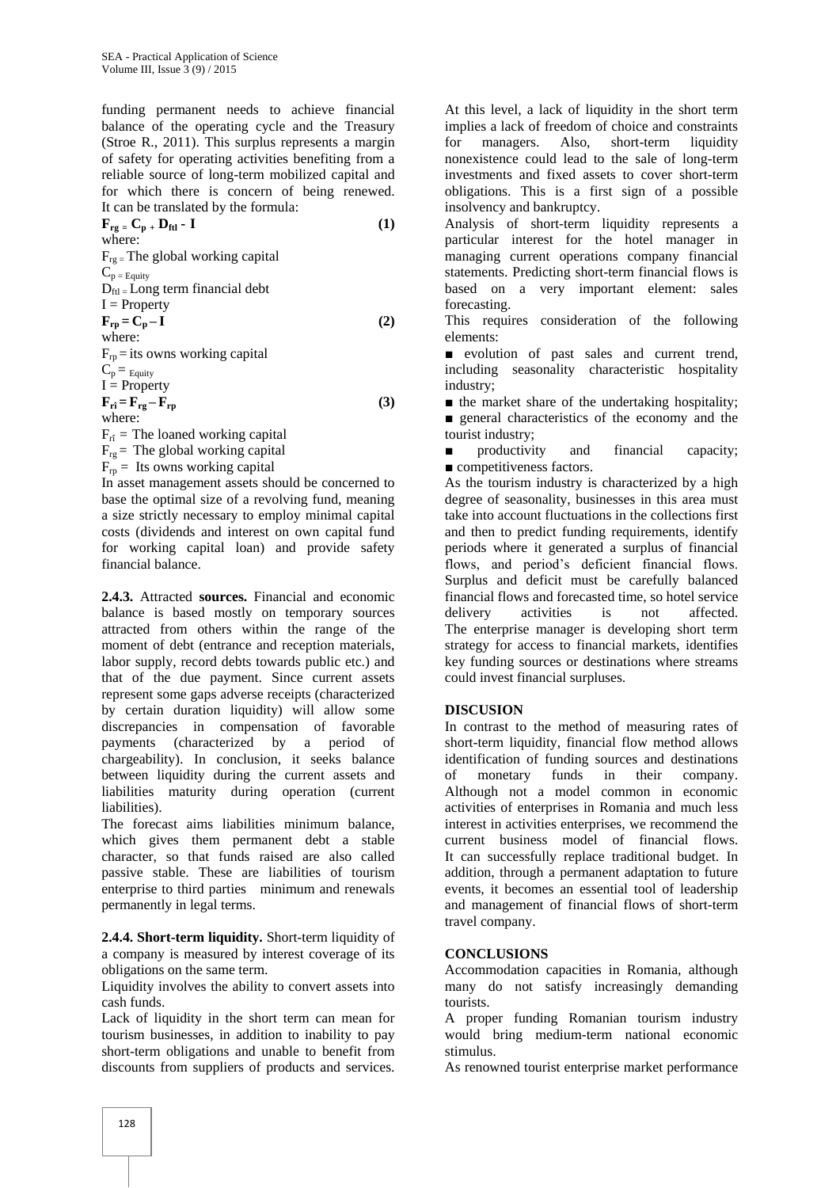funding permanent needs to achieve financial balance of the operating cycle and the Treasury (Stroe R., 2011). This surplus represents a margin of safety for operating activities benefiting from a reliable source of long-term mobilized capital and for which there is concern of being renewed. It can be translated by the formula:

$$F_{rg} = C_p + D_{ftl} - I \quad (1)$$

where:

$F_{rg}$ = The global working capital
$C_p$ = Equity
$D_{ftl}$ = Long term financial debt
I = Property

$$F_{rp} = C_p - I \quad (2)$$

where:

$F_{rp}$ = its owns working capital
$C_p$ = Equity
I = Property

$$F_{ri} = F_{rg} - F_{rp} \quad (3)$$

where:

$F_{ri}$ = The loaned working capital
$F_{rg}$ = The global working capital
$F_{rp}$ = Its owns working capital

In asset management assets should be concerned to base the optimal size of a revolving fund, meaning a size strictly necessary to employ minimal capital costs (dividends and interest on own capital fund for working capital loan) and provide safety financial balance.

**2.4.3.** Attracted **sources.** Financial and economic balance is based mostly on temporary sources attracted from others within the range of the moment of debt (entrance and reception materials, labor supply, record debts towards public etc.) and that of the due payment. Since current assets represent some gaps adverse receipts (characterized by certain duration liquidity) will allow some discrepancies in compensation of favorable payments (characterized by a period of chargeability). In conclusion, it seeks balance between liquidity during the current assets and liabilities maturity during operation (current liabilities).

The forecast aims liabilities minimum balance, which gives them permanent debt a stable character, so that funds raised are also called passive stable. These are liabilities of tourism enterprise to third parties minimum and renewals permanently in legal terms.

**2.4.4. Short-term liquidity.** Short-term liquidity of a company is measured by interest coverage of its obligations on the same term.

Liquidity involves the ability to convert assets into cash funds.

Lack of liquidity in the short term can mean for tourism businesses, in addition to inability to pay short-term obligations and unable to benefit from discounts from suppliers of products and services. At this level, a lack of liquidity in the short term implies a lack of freedom of choice and constraints for managers. Also, short-term liquidity nonexistence could lead to the sale of long-term investments and fixed assets to cover short-term obligations. This is a first sign of a possible insolvency and bankruptcy.

Analysis of short-term liquidity represents a particular interest for the hotel manager in managing current operations company financial statements. Predicting short-term financial flows is based on a very important element: sales forecasting.

This requires consideration of the following elements:

- evolution of past sales and current trend, including seasonality characteristic hospitality industry;
- the market share of the undertaking hospitality;
- general characteristics of the economy and the tourist industry;
- productivity and financial capacity;
- competitiveness factors.

As the tourism industry is characterized by a high degree of seasonality, businesses in this area must take into account fluctuations in the collections first and then to predict funding requirements, identify periods where it generated a surplus of financial flows, and period's deficient financial flows. Surplus and deficit must be carefully balanced financial flows and forecasted time, so hotel service delivery activities is not affected. The enterprise manager is developing short term strategy for access to financial markets, identifies key funding sources or destinations where streams could invest financial surpluses.

## DISCUSION

In contrast to the method of measuring rates of short-term liquidity, financial flow method allows identification of funding sources and destinations of monetary funds in their company. Although not a model common in economic activities of enterprises in Romania and much less interest in activities enterprises, we recommend the current business model of financial flows. It can successfully replace traditional budget. In addition, through a permanent adaptation to future events, it becomes an essential tool of leadership and management of financial flows of short-term travel company.

## CONCLUSIONS

Accommodation capacities in Romania, although many do not satisfy increasingly demanding tourists.

A proper funding Romanian tourism industry would bring medium-term national economic stimulus.

As renowned tourist enterprise market performance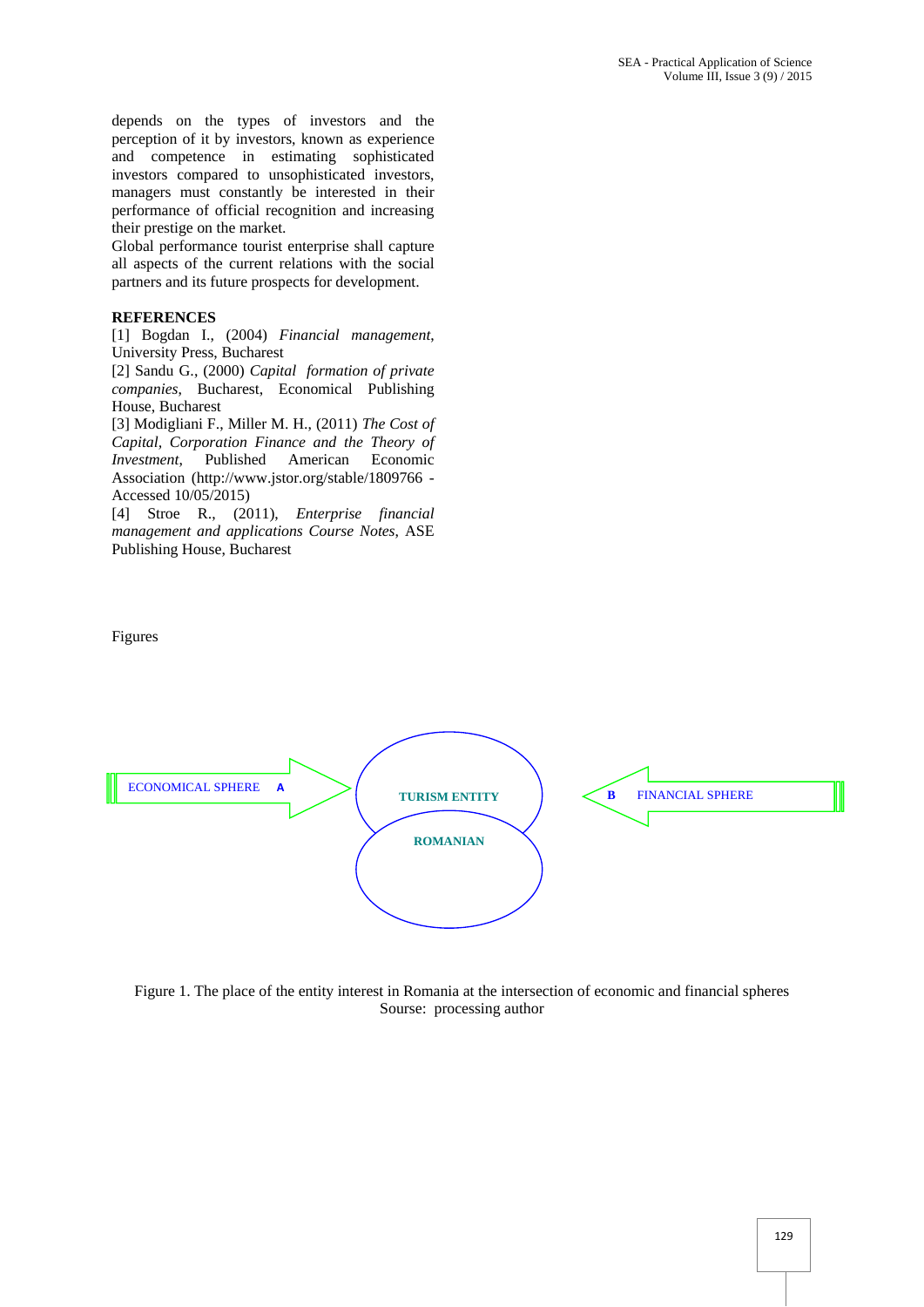depends on the types of investors and the perception of it by investors, known as experience and competence in estimating sophisticated investors compared to unsophisticated investors, managers must constantly be interested in their performance of official recognition and increasing their prestige on the market.

Global performance tourist enterprise shall capture all aspects of the current relations with the social partners and its future prospects for development.

## REFERENCES

[1] Bogdan I., (2004) *Financial management*, University Press, Bucharest

[2] Sandu G., (2000) *Capital formation of private companies*, Bucharest, Economical Publishing House, Bucharest

[3] Modigliani F., Miller M. H., (2011) *The Cost of Capital, Corporation Finance and the Theory of Investment*, Published American Economic Association (http://www.jstor.org/stable/1809766 - Accessed 10/05/2015)

[4] Stroe R., (2011), *Enterprise financial management and applications Course Notes*, ASE Publishing House, Bucharest

Figures

ECONOMICAL SPHERE A

TURISM ENTITY

ROMANIAN

B FINANCIAL SPHERE

Figure 1. The place of the entity interest in Romania at the intersection of economic and financial spheres
Sourse: processing author